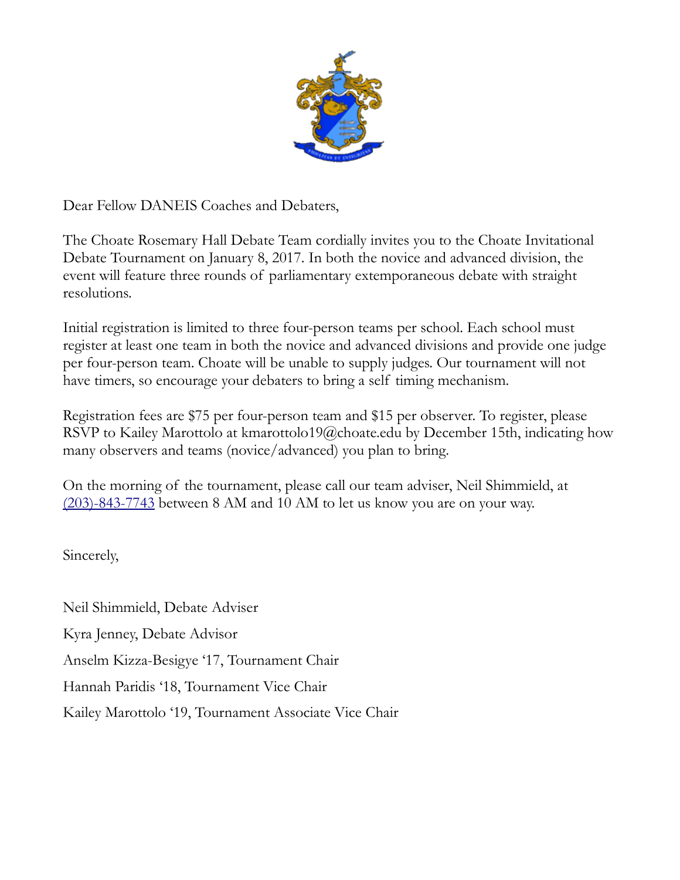Dear Fellow DANEIS Coaches and Debaters,

The Choate Rosemary Hall Debate Team cordially invites you to the Choate Invitational Debate Tournament on January 8, 2017. In both the novice and advanced division, the event will feature three rounds of parliamentary extemporaneous debate with straight resolutions.

Initial registration is limited to three four-person teams per school. Each school must register at least one team in both the novice and advanced divisions and provide one judge per four-person team. Choate will be unable to supply judges. Our tournament will not have timers, so encourage your debaters to bring a self timing mechanism.

Registration fees are $75 per four-person team and $15 per observer. To register, please RSVP to Kailey Marottolo at kmarottolo19@choate.edu by December 15th, indicating how many observers and teams (novice/advanced) you plan to bring.

On the morning of the tournament, please call our team adviser, Neil Shimmield, at (203)-843-7743 between 8 AM and 10 AM to let us know you are on your way.

Sincerely,

Neil Shimmield, Debate Adviser

Kyra Jenney, Debate Advisor

Anselm Kizza-Besigye '17, Tournament Chair

Hannah Paridis '18, Tournament Vice Chair

Kailey Marottolo '19, Tournament Associate Vice Chair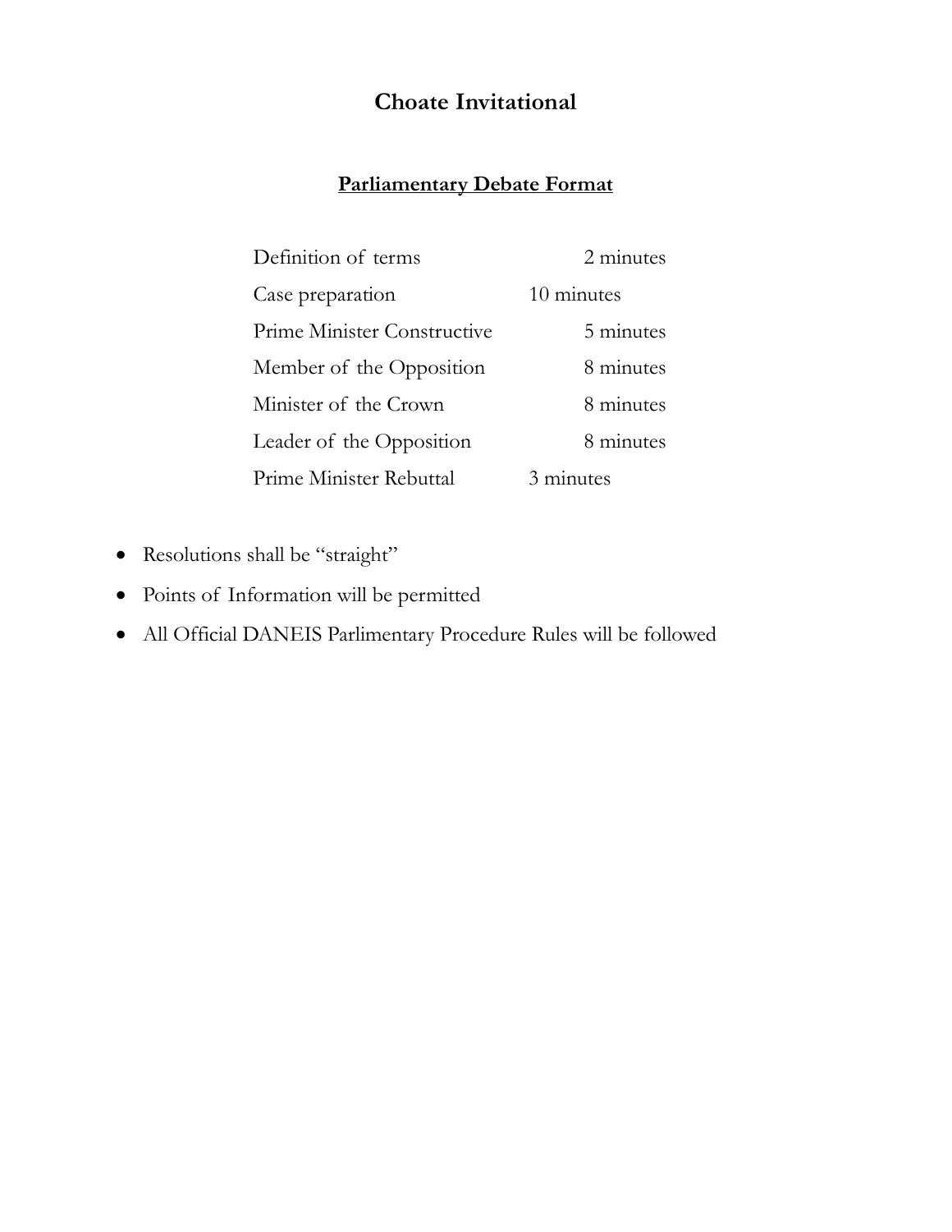# Choate Invitational

## Parliamentary Debate Format

| | |
|---|---|
| Definition of terms | 2 minutes |
| Case preparation | 10 minutes |
| Prime Minister Constructive | 5 minutes |
| Member of the Opposition | 8 minutes |
| Minister of the Crown | 8 minutes |
| Leader of the Opposition | 8 minutes |
| Prime Minister Rebuttal | 3 minutes |

- Resolutions shall be "straight"
- Points of Information will be permitted
- All Official DANEIS Parlimentary Procedure Rules will be followed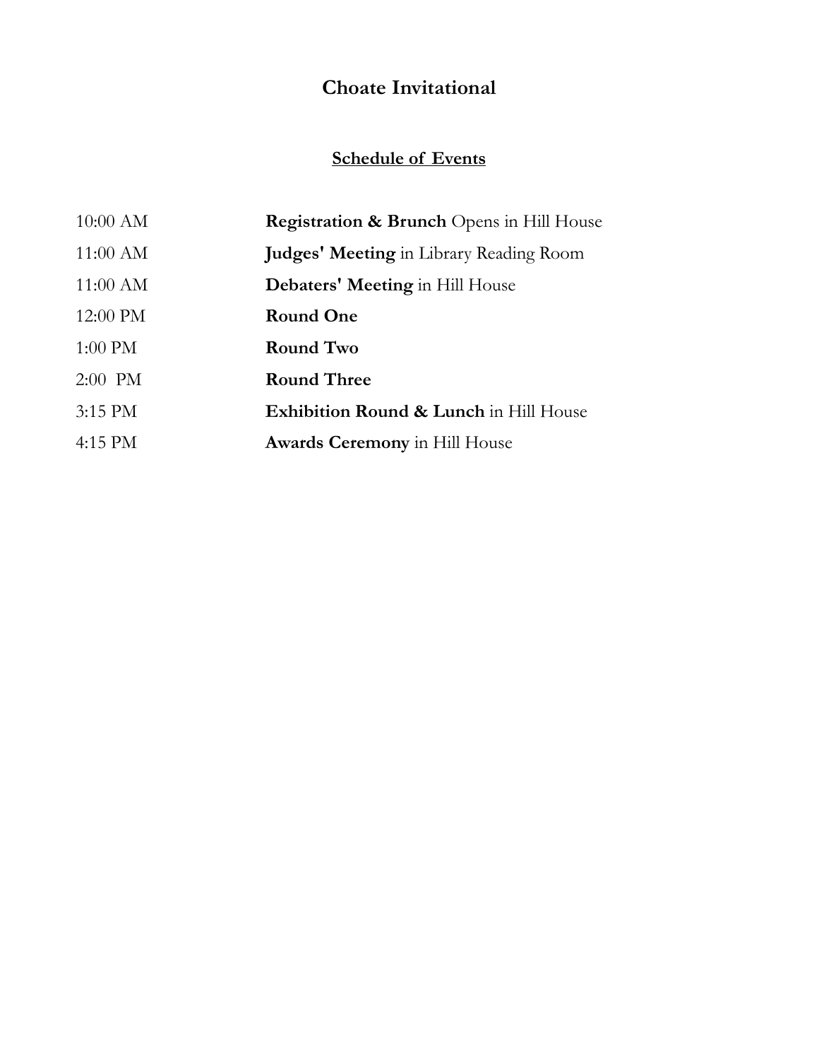# Choate Invitational

## Schedule of Events

| | |
|---|---|
| 10:00 AM | **Registration & Brunch** Opens in Hill House |
| 11:00 AM | **Judges' Meeting** in Library Reading Room |
| 11:00 AM | **Debaters' Meeting** in Hill House |
| 12:00 PM | **Round One** |
| 1:00 PM | **Round Two** |
| 2:00 PM | **Round Three** |
| 3:15 PM | **Exhibition Round & Lunch** in Hill House |
| 4:15 PM | **Awards Ceremony** in Hill House |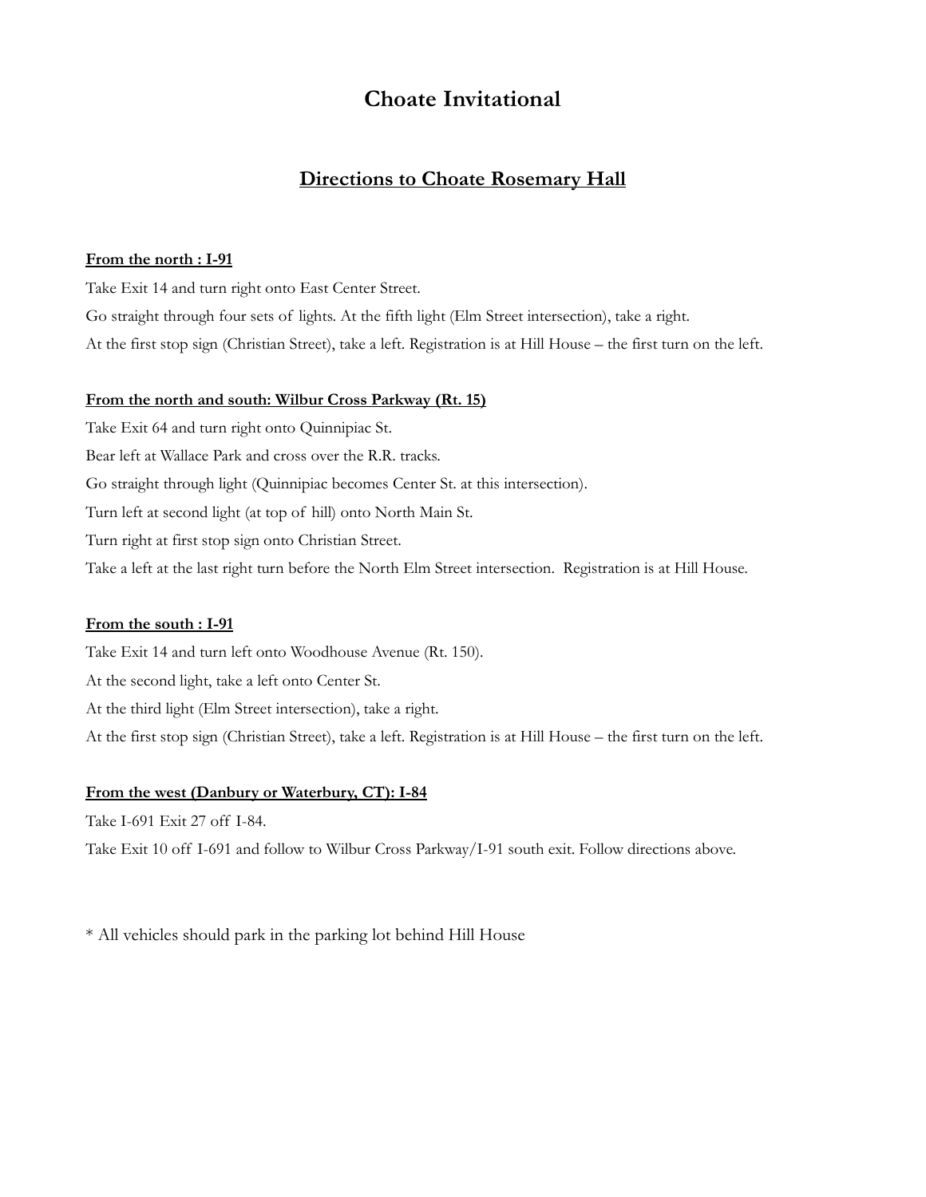# Choate Invitational

## Directions to Choate Rosemary Hall

**From the north : I-91**

Take Exit 14 and turn right onto East Center Street.

Go straight through four sets of lights. At the fifth light (Elm Street intersection), take a right.

At the first stop sign (Christian Street), take a left. Registration is at Hill House – the first turn on the left.

**From the north and south: Wilbur Cross Parkway (Rt. 15)**

Take Exit 64 and turn right onto Quinnipiac St.

Bear left at Wallace Park and cross over the R.R. tracks.

Go straight through light (Quinnipiac becomes Center St. at this intersection).

Turn left at second light (at top of hill) onto North Main St.

Turn right at first stop sign onto Christian Street.

Take a left at the last right turn before the North Elm Street intersection. Registration is at Hill House.

**From the south : I-91**

Take Exit 14 and turn left onto Woodhouse Avenue (Rt. 150).

At the second light, take a left onto Center St.

At the third light (Elm Street intersection), take a right.

At the first stop sign (Christian Street), take a left. Registration is at Hill House – the first turn on the left.

**From the west (Danbury or Waterbury, CT): I-84**

Take I-691 Exit 27 off I-84.

Take Exit 10 off I-691 and follow to Wilbur Cross Parkway/I-91 south exit. Follow directions above.

* All vehicles should park in the parking lot behind Hill House